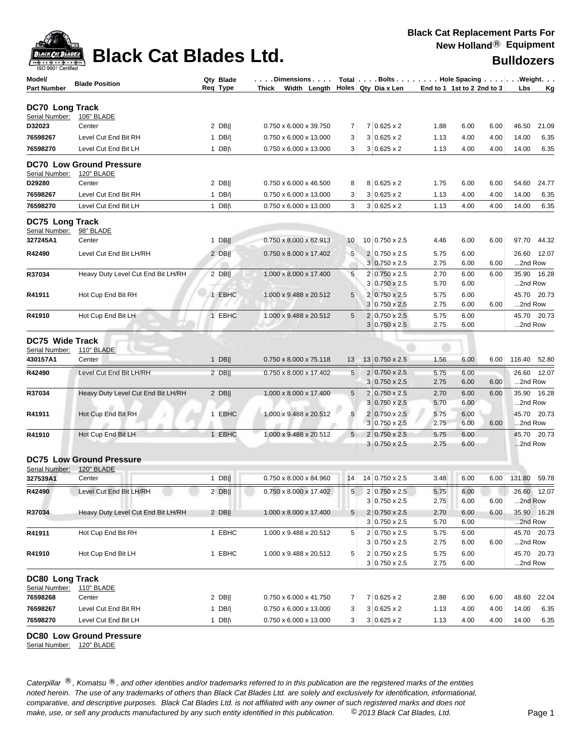# Black Cat Blades Ltd.

**Black Cat Replacement Parts For New Holland® Equipment**

## Bulldozers

| Model/ Part Number | Blade Position | Qty Req | Blade Type | Dimensions Thick | Width | Length | Total Holes | Bolts Qty | Dia x Len | Hole Spacing End to 1 | 1st to 2 | 2nd to 3 | Weight Lbs | Kg |
|---|---|---|---|---|---|---|---|---|---|---|---|---|---|---|
| **DC70 Long Track** | | | | | | | | | | | | | | |
| Serial Number: | 106" BLADE | | | | | | | | | | | | | |
| D32023 | Center | 2 | DB|| | 0.750 | 6.000 | 39.750 | 7 | 7 | 0.625 x 2 | 1.88 | 6.00 | 6.00 | 46.50 | 21.09 |
| 76598267 | Level Cut End Bit RH | 1 | DB/| | 0.750 | 6.000 | 13.000 | 3 | 3 | 0.625 x 2 | 1.13 | 4.00 | 4.00 | 14.00 | 6.35 |
| 76598270 | Level Cut End Bit LH | 1 | DB|\ | 0.750 | 6.000 | 13.000 | 3 | 3 | 0.625 x 2 | 1.13 | 4.00 | 4.00 | 14.00 | 6.35 |
| **DC70 Low Ground Pressure** | | | | | | | | | | | | | | |
| Serial Number: | 120" BLADE | | | | | | | | | | | | | |
| D29280 | Center | 2 | DB|| | 0.750 | 6.000 | 46.500 | 8 | 8 | 0.625 x 2 | 1.75 | 6.00 | 6.00 | 54.60 | 24.77 |
| 76598267 | Level Cut End Bit RH | 1 | DB/| | 0.750 | 6.000 | 13.000 | 3 | 3 | 0.625 x 2 | 1.13 | 4.00 | 4.00 | 14.00 | 6.35 |
| 76598270 | Level Cut End Bit LH | 1 | DB|\ | 0.750 | 6.000 | 13.000 | 3 | 3 | 0.625 x 2 | 1.13 | 4.00 | 4.00 | 14.00 | 6.35 |
| **DC75 Long Track** | | | | | | | | | | | | | | |
| Serial Number: | 98" BLADE | | | | | | | | | | | | | |
| 327245A1 | Center | 1 | DB|| | 0.750 | 8.000 | 62.913 | 10 | 10 | 0.750 x 2.5 | 4.46 | 6.00 | 6.00 | 97.70 | 44.32 |
| R42490 | Level Cut End Bit LH/RH | 2 | DB|| | 0.750 | 8.000 | 17.402 | 5 | 2 | 0.750 x 2.5 | 5.75 | 6.00 | | 26.60 | 12.07 |
| | | | | | | | | 3 | 0.750 x 2.5 | 2.75 | 6.00 | 6.00 | ...2nd Row | |
| R37034 | Heavy Duty Level Cut End Bit LH/RH | 2 | DB|| | 1.000 | 8.000 | 17.400 | 5 | 2 | 0.750 x 2.5 | 2.70 | 6.00 | 6.00 | 35.90 | 16.28 |
| | | | | | | | | 3 | 0.750 x 2.5 | 5.70 | 6.00 | | ...2nd Row | |
| R41911 | Hot Cup End Bit RH | 1 | EBHC | 1.000 | 9.488 | 20.512 | 5 | 2 | 0.750 x 2.5 | 5.75 | 6.00 | | 45.70 | 20.73 |
| | | | | | | | | 3 | 0.750 x 2.5 | 2.75 | 6.00 | 6.00 | ...2nd Row | |
| R41910 | Hot Cup End Bit LH | 1 | EBHC | 1.000 | 9.488 | 20.512 | 5 | 2 | 0.750 x 2.5 | 5.75 | 6.00 | | 45.70 | 20.73 |
| | | | | | | | | 3 | 0.750 x 2.5 | 2.75 | 6.00 | | ...2nd Row | |
| **DC75 Wide Track** | | | | | | | | | | | | | | |
| Serial Number: | 110" BLADE | | | | | | | | | | | | | |
| 430157A1 | Center | 1 | DB|| | 0.750 | 8.000 | 75.118 | 13 | 13 | 0.750 x 2.5 | 1.56 | 6.00 | 6.00 | 116.40 | 52.80 |
| R42490 | Level Cut End Bit LH/RH | 2 | DB|| | 0.750 | 8.000 | 17.402 | 5 | 2 | 0.750 x 2.5 | 5.75 | 6.00 | | 26.60 | 12.07 |
| | | | | | | | | 3 | 0.750 x 2.5 | 2.75 | 6.00 | 6.00 | ...2nd Row | |
| R37034 | Heavy Duty Level Cut End Bit LH/RH | 2 | DB|| | 1.000 | 8.000 | 17.400 | 5 | 2 | 0.750 x 2.5 | 2.70 | 6.00 | 6.00 | 35.90 | 16.28 |
| | | | | | | | | 3 | 0.750 x 2.5 | 5.70 | 6.00 | | ...2nd Row | |
| R41911 | Hot Cup End Bit RH | 1 | EBHC | 1.000 | 9.488 | 20.512 | 5 | 2 | 0.750 x 2.5 | 5.75 | 6.00 | | 45.70 | 20.73 |
| | | | | | | | | 3 | 0.750 x 2.5 | 2.75 | 6.00 | 6.00 | ...2nd Row | |
| R41910 | Hot Cup End Bit LH | 1 | EBHC | 1.000 | 9.488 | 20.512 | 5 | 2 | 0.750 x 2.5 | 5.75 | 6.00 | | 45.70 | 20.73 |
| | | | | | | | | 3 | 0.750 x 2.5 | 2.75 | 6.00 | | ...2nd Row | |
| **DC75 Low Ground Pressure** | | | | | | | | | | | | | | |
| Serial Number: | 120" BLADE | | | | | | | | | | | | | |
| 327539A1 | Center | 1 | DB|| | 0.750 | 8.000 | 84.960 | 14 | 14 | 0.750 x 2.5 | 3.48 | 6.00 | 6.00 | 131.80 | 59.78 |
| R42490 | Level Cut End Bit LH/RH | 2 | DB|| | 0.750 | 8.000 | 17.402 | 5 | 2 | 0.750 x 2.5 | 5.75 | 6.00 | | 26.60 | 12.07 |
| | | | | | | | | 3 | 0.750 x 2.5 | 2.75 | 6.00 | 6.00 | ...2nd Row | |
| R37034 | Heavy Duty Level Cut End Bit LH/RH | 2 | DB|| | 1.000 | 8.000 | 17.400 | 5 | 2 | 0.750 x 2.5 | 2.70 | 6.00 | 6.00 | 35.90 | 16.28 |
| | | | | | | | | 3 | 0.750 x 2.5 | 5.70 | 6.00 | | ...2nd Row | |
| R41911 | Hot Cup End Bit RH | 1 | EBHC | 1.000 | 9.488 | 20.512 | 5 | 2 | 0.750 x 2.5 | 5.75 | 6.00 | | 45.70 | 20.73 |
| | | | | | | | | 3 | 0.750 x 2.5 | 2.75 | 6.00 | 6.00 | ...2nd Row | |
| R41910 | Hot Cup End Bit LH | 1 | EBHC | 1.000 | 9.488 | 20.512 | 5 | 2 | 0.750 x 2.5 | 5.75 | 6.00 | | 45.70 | 20.73 |
| | | | | | | | | 3 | 0.750 x 2.5 | 2.75 | 6.00 | | ...2nd Row | |
| **DC80 Long Track** | | | | | | | | | | | | | | |
| Serial Number: | 110" BLADE | | | | | | | | | | | | | |
| 76598268 | Center | 2 | DB|| | 0.750 | 6.000 | 41.750 | 7 | 7 | 0.625 x 2 | 2.88 | 6.00 | 6.00 | 48.60 | 22.04 |
| 76598267 | Level Cut End Bit RH | 1 | DB/| | 0.750 | 6.000 | 13.000 | 3 | 3 | 0.625 x 2 | 1.13 | 4.00 | 4.00 | 14.00 | 6.35 |
| 76598270 | Level Cut End Bit LH | 1 | DB|\ | 0.750 | 6.000 | 13.000 | 3 | 3 | 0.625 x 2 | 1.13 | 4.00 | 4.00 | 14.00 | 6.35 |
| **DC80 Low Ground Pressure** | | | | | | | | | | | | | | |
| Serial Number: | 120" BLADE | | | | | | | | | | | | | |

*Caterpillar ®, Komatsu ®, and other identities and/or trademarks referred to in this publication are the registered marks of the entities noted herein. The use of any trademarks of others than Black Cat Blades Ltd. are solely and exclusively for identification, informational, comparative, and descriptive purposes. Black Cat Blades Ltd. is not affiliated with any owner of such registered marks and does not make, use, or sell any products manufactured by any such entity identified in this publication. © 2013 Black Cat Blades, Ltd.*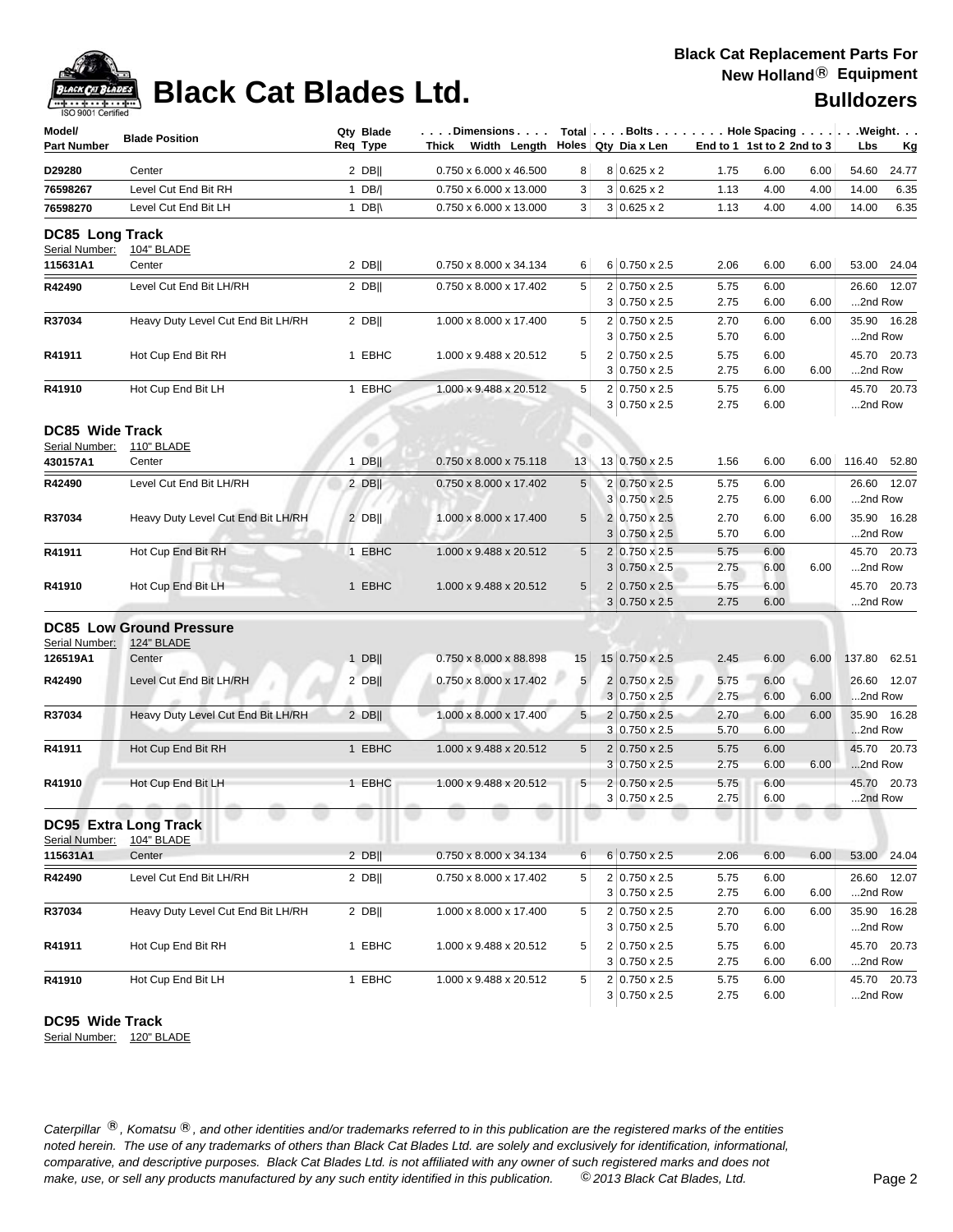# Black Cat Blades Ltd.

**Black Cat Replacement Parts For New Holland® Equipment**

**Bulldozers**

| Model/ Part Number | Blade Position | Qty Req | Blade Type | Dimensions Thick x Width x Length | Total Holes | Bolts Qty | Bolts Dia x Len | Hole Spacing End to 1 | 1st to 2 | 2nd to 3 | Weight Lbs | Weight Kg |
|---|---|---|---|---|---|---|---|---|---|---|---|---|
| **D29280** | Center | 2 | DB‖ | 0.750 x 6.000 x 46.500 | 8 | 8 | 0.625 x 2 | 1.75 | 6.00 | 6.00 | 54.60 | 24.77 |
| **76598267** | Level Cut End Bit RH | 1 | DB/\| | 0.750 x 6.000 x 13.000 | 3 | 3 | 0.625 x 2 | 1.13 | 4.00 | 4.00 | 14.00 | 6.35 |
| **76598270** | Level Cut End Bit LH | 1 | DB\|\ | 0.750 x 6.000 x 13.000 | 3 | 3 | 0.625 x 2 | 1.13 | 4.00 | 4.00 | 14.00 | 6.35 |

## DC85 Long Track

Serial Number: 104" BLADE

| Model/ Part Number | Blade Position | Qty Req | Blade Type | Dimensions Thick x Width x Length | Total Holes | Bolts Qty | Bolts Dia x Len | Hole Spacing End to 1 | 1st to 2 | 2nd to 3 | Weight Lbs | Weight Kg |
|---|---|---|---|---|---|---|---|---|---|---|---|---|
| **115631A1** | Center | 2 | DB‖ | 0.750 x 8.000 x 34.134 | 6 | 6 | 0.750 x 2.5 | 2.06 | 6.00 | 6.00 | 53.00 | 24.04 |
| **R42490** | Level Cut End Bit LH/RH | 2 | DB‖ | 0.750 x 8.000 x 17.402 | 5 | 2 | 0.750 x 2.5 | 5.75 | 6.00 | | 26.60 | 12.07 |
| | | | | | | 3 | 0.750 x 2.5 | 2.75 | 6.00 | 6.00 | ...2nd Row | |
| **R37034** | Heavy Duty Level Cut End Bit LH/RH | 2 | DB‖ | 1.000 x 8.000 x 17.400 | 5 | 2 | 0.750 x 2.5 | 2.70 | 6.00 | 6.00 | 35.90 | 16.28 |
| | | | | | | 3 | 0.750 x 2.5 | 5.70 | 6.00 | | ...2nd Row | |
| **R41911** | Hot Cup End Bit RH | 1 | EBHC | 1.000 x 9.488 x 20.512 | 5 | 2 | 0.750 x 2.5 | 5.75 | 6.00 | | 45.70 | 20.73 |
| | | | | | | 3 | 0.750 x 2.5 | 2.75 | 6.00 | 6.00 | ...2nd Row | |
| **R41910** | Hot Cup End Bit LH | 1 | EBHC | 1.000 x 9.488 x 20.512 | 5 | 2 | 0.750 x 2.5 | 5.75 | 6.00 | | 45.70 | 20.73 |
| | | | | | | 3 | 0.750 x 2.5 | 2.75 | 6.00 | | ...2nd Row | |

## DC85 Wide Track

Serial Number: 110" BLADE

| Model/ Part Number | Blade Position | Qty Req | Blade Type | Dimensions Thick x Width x Length | Total Holes | Bolts Qty | Bolts Dia x Len | Hole Spacing End to 1 | 1st to 2 | 2nd to 3 | Weight Lbs | Weight Kg |
|---|---|---|---|---|---|---|---|---|---|---|---|---|
| **430157A1** | Center | 1 | DB‖ | 0.750 x 8.000 x 75.118 | 13 | 13 | 0.750 x 2.5 | 1.56 | 6.00 | 6.00 | 116.40 | 52.80 |
| **R42490** | Level Cut End Bit LH/RH | 2 | DB‖ | 0.750 x 8.000 x 17.402 | 5 | 2 | 0.750 x 2.5 | 5.75 | 6.00 | | 26.60 | 12.07 |
| | | | | | | 3 | 0.750 x 2.5 | 2.75 | 6.00 | 6.00 | ...2nd Row | |
| **R37034** | Heavy Duty Level Cut End Bit LH/RH | 2 | DB‖ | 1.000 x 8.000 x 17.400 | 5 | 2 | 0.750 x 2.5 | 2.70 | 6.00 | 6.00 | 35.90 | 16.28 |
| | | | | | | 3 | 0.750 x 2.5 | 5.70 | 6.00 | | ...2nd Row | |
| **R41911** | Hot Cup End Bit RH | 1 | EBHC | 1.000 x 9.488 x 20.512 | 5 | 2 | 0.750 x 2.5 | 5.75 | 6.00 | | 45.70 | 20.73 |
| | | | | | | 3 | 0.750 x 2.5 | 2.75 | 6.00 | 6.00 | ...2nd Row | |
| **R41910** | Hot Cup End Bit LH | 1 | EBHC | 1.000 x 9.488 x 20.512 | 5 | 2 | 0.750 x 2.5 | 5.75 | 6.00 | | 45.70 | 20.73 |
| | | | | | | 3 | 0.750 x 2.5 | 2.75 | 6.00 | | ...2nd Row | |

## DC85 Low Ground Pressure

Serial Number: 124" BLADE

| Model/ Part Number | Blade Position | Qty Req | Blade Type | Dimensions Thick x Width x Length | Total Holes | Bolts Qty | Bolts Dia x Len | Hole Spacing End to 1 | 1st to 2 | 2nd to 3 | Weight Lbs | Weight Kg |
|---|---|---|---|---|---|---|---|---|---|---|---|---|
| **126519A1** | Center | 1 | DB‖ | 0.750 x 8.000 x 88.898 | 15 | 15 | 0.750 x 2.5 | 2.45 | 6.00 | 6.00 | 137.80 | 62.51 |
| **R42490** | Level Cut End Bit LH/RH | 2 | DB‖ | 0.750 x 8.000 x 17.402 | 5 | 2 | 0.750 x 2.5 | 5.75 | 6.00 | | 26.60 | 12.07 |
| | | | | | | 3 | 0.750 x 2.5 | 2.75 | 6.00 | 6.00 | ...2nd Row | |
| **R37034** | Heavy Duty Level Cut End Bit LH/RH | 2 | DB‖ | 1.000 x 8.000 x 17.400 | 5 | 2 | 0.750 x 2.5 | 2.70 | 6.00 | 6.00 | 35.90 | 16.28 |
| | | | | | | 3 | 0.750 x 2.5 | 5.70 | 6.00 | | ...2nd Row | |
| **R41911** | Hot Cup End Bit RH | 1 | EBHC | 1.000 x 9.488 x 20.512 | 5 | 2 | 0.750 x 2.5 | 5.75 | 6.00 | | 45.70 | 20.73 |
| | | | | | | 3 | 0.750 x 2.5 | 2.75 | 6.00 | 6.00 | ...2nd Row | |
| **R41910** | Hot Cup End Bit LH | 1 | EBHC | 1.000 x 9.488 x 20.512 | 5 | 2 | 0.750 x 2.5 | 5.75 | 6.00 | | 45.70 | 20.73 |
| | | | | | | 3 | 0.750 x 2.5 | 2.75 | 6.00 | | ...2nd Row | |

## DC95 Extra Long Track

Serial Number: 104" BLADE

| Model/ Part Number | Blade Position | Qty Req | Blade Type | Dimensions Thick x Width x Length | Total Holes | Bolts Qty | Bolts Dia x Len | Hole Spacing End to 1 | 1st to 2 | 2nd to 3 | Weight Lbs | Weight Kg |
|---|---|---|---|---|---|---|---|---|---|---|---|---|
| **115631A1** | Center | 2 | DB‖ | 0.750 x 8.000 x 34.134 | 6 | 6 | 0.750 x 2.5 | 2.06 | 6.00 | 6.00 | 53.00 | 24.04 |
| **R42490** | Level Cut End Bit LH/RH | 2 | DB‖ | 0.750 x 8.000 x 17.402 | 5 | 2 | 0.750 x 2.5 | 5.75 | 6.00 | | 26.60 | 12.07 |
| | | | | | | 3 | 0.750 x 2.5 | 2.75 | 6.00 | 6.00 | ...2nd Row | |
| **R37034** | Heavy Duty Level Cut End Bit LH/RH | 2 | DB‖ | 1.000 x 8.000 x 17.400 | 5 | 2 | 0.750 x 2.5 | 2.70 | 6.00 | 6.00 | 35.90 | 16.28 |
| | | | | | | 3 | 0.750 x 2.5 | 5.70 | 6.00 | | ...2nd Row | |
| **R41911** | Hot Cup End Bit RH | 1 | EBHC | 1.000 x 9.488 x 20.512 | 5 | 2 | 0.750 x 2.5 | 5.75 | 6.00 | | 45.70 | 20.73 |
| | | | | | | 3 | 0.750 x 2.5 | 2.75 | 6.00 | 6.00 | ...2nd Row | |
| **R41910** | Hot Cup End Bit LH | 1 | EBHC | 1.000 x 9.488 x 20.512 | 5 | 2 | 0.750 x 2.5 | 5.75 | 6.00 | | 45.70 | 20.73 |
| | | | | | | 3 | 0.750 x 2.5 | 2.75 | 6.00 | | ...2nd Row | |

## DC95 Wide Track

Serial Number: 120" BLADE

*Caterpillar ®, Komatsu ®, and other identities and/or trademarks referred to in this publication are the registered marks of the entities noted herein. The use of any trademarks of others than Black Cat Blades Ltd. are solely and exclusively for identification, informational, comparative, and descriptive purposes. Black Cat Blades Ltd. is not affiliated with any owner of such registered marks and does not make, use, or sell any products manufactured by any such entity identified in this publication. © 2013 Black Cat Blades, Ltd.*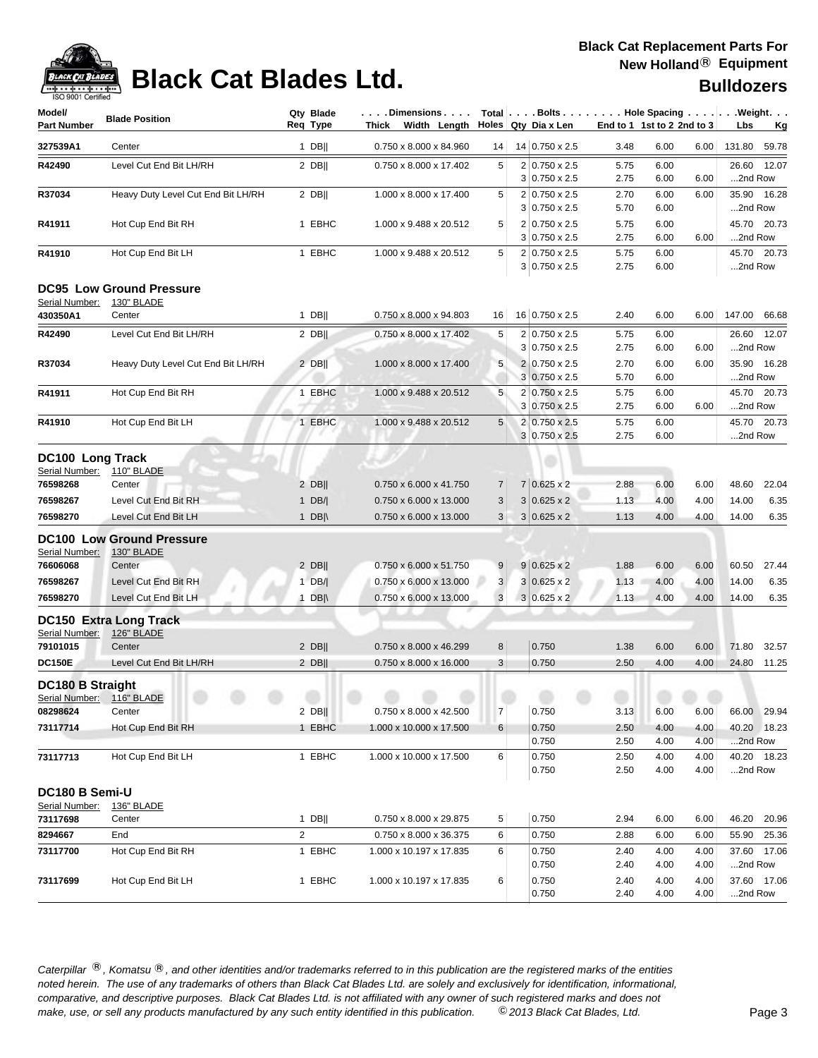# Black Cat Blades Ltd.

**Black Cat Replacement Parts For New Holland® Equipment**

**Bulldozers**

| Model/ Part Number | Blade Position | Qty Req | Blade Type | Dimensions Thick x Width x Length | Total Holes | Bolts Qty | Dia x Len | Hole Spacing End to 1 | 1st to 2 | 2nd to 3 | Weight Lbs | Kg |
|---|---|---|---|---|---|---|---|---|---|---|---|---|
| **327539A1** | Center | 1 | DB\|\| | 0.750 x 8.000 x 84.960 | 14 | 14 | 0.750 x 2.5 | 3.48 | 6.00 | 6.00 | 131.80 | 59.78 |
| **R42490** | Level Cut End Bit LH/RH | 2 | DB\|\| | 0.750 x 8.000 x 17.402 | 5 | 2 | 0.750 x 2.5 | 5.75 | 6.00 | | 26.60 | 12.07 |
| | | | | | | 3 | 0.750 x 2.5 | 2.75 | 6.00 | 6.00 | ...2nd Row | |
| **R37034** | Heavy Duty Level Cut End Bit LH/RH | 2 | DB\|\| | 1.000 x 8.000 x 17.400 | 5 | 2 | 0.750 x 2.5 | 2.70 | 6.00 | 6.00 | 35.90 | 16.28 |
| | | | | | | 3 | 0.750 x 2.5 | 5.70 | 6.00 | | ...2nd Row | |
| **R41911** | Hot Cup End Bit RH | 1 | EBHC | 1.000 x 9.488 x 20.512 | 5 | 2 | 0.750 x 2.5 | 5.75 | 6.00 | | 45.70 | 20.73 |
| | | | | | | 3 | 0.750 x 2.5 | 2.75 | 6.00 | 6.00 | ...2nd Row | |
| **R41910** | Hot Cup End Bit LH | 1 | EBHC | 1.000 x 9.488 x 20.512 | 5 | 2 | 0.750 x 2.5 | 5.75 | 6.00 | | 45.70 | 20.73 |
| | | | | | | 3 | 0.750 x 2.5 | 2.75 | 6.00 | | ...2nd Row | |

## DC95 Low Ground Pressure

Serial Number: 130" BLADE

| Model/ Part Number | Blade Position | Qty Req | Blade Type | Dimensions Thick x Width x Length | Total Holes | Bolts Qty | Dia x Len | Hole Spacing End to 1 | 1st to 2 | 2nd to 3 | Weight Lbs | Kg |
|---|---|---|---|---|---|---|---|---|---|---|---|---|
| **430350A1** | Center | 1 | DB\|\| | 0.750 x 8.000 x 94.803 | 16 | 16 | 0.750 x 2.5 | 2.40 | 6.00 | 6.00 | 147.00 | 66.68 |
| **R42490** | Level Cut End Bit LH/RH | 2 | DB\|\| | 0.750 x 8.000 x 17.402 | 5 | 2 | 0.750 x 2.5 | 5.75 | 6.00 | | 26.60 | 12.07 |
| | | | | | | 3 | 0.750 x 2.5 | 2.75 | 6.00 | 6.00 | ...2nd Row | |
| **R37034** | Heavy Duty Level Cut End Bit LH/RH | 2 | DB\|\| | 1.000 x 8.000 x 17.400 | 5 | 2 | 0.750 x 2.5 | 2.70 | 6.00 | 6.00 | 35.90 | 16.28 |
| | | | | | | 3 | 0.750 x 2.5 | 5.70 | 6.00 | | ...2nd Row | |
| **R41911** | Hot Cup End Bit RH | 1 | EBHC | 1.000 x 9.488 x 20.512 | 5 | 2 | 0.750 x 2.5 | 5.75 | 6.00 | | 45.70 | 20.73 |
| | | | | | | 3 | 0.750 x 2.5 | 2.75 | 6.00 | 6.00 | ...2nd Row | |
| **R41910** | Hot Cup End Bit LH | 1 | EBHC | 1.000 x 9.488 x 20.512 | 5 | 2 | 0.750 x 2.5 | 5.75 | 6.00 | | 45.70 | 20.73 |
| | | | | | | 3 | 0.750 x 2.5 | 2.75 | 6.00 | | ...2nd Row | |

## DC100 Long Track

Serial Number: 110" BLADE

| Model/ Part Number | Blade Position | Qty Req | Blade Type | Dimensions Thick x Width x Length | Total Holes | Bolts Qty | Dia x Len | Hole Spacing End to 1 | 1st to 2 | 2nd to 3 | Weight Lbs | Kg |
|---|---|---|---|---|---|---|---|---|---|---|---|---|
| **76598268** | Center | 2 | DB\|\| | 0.750 x 6.000 x 41.750 | 7 | 7 | 0.625 x 2 | 2.88 | 6.00 | 6.00 | 48.60 | 22.04 |
| **76598267** | Level Cut End Bit RH | 1 | DB/\| | 0.750 x 6.000 x 13.000 | 3 | 3 | 0.625 x 2 | 1.13 | 4.00 | 4.00 | 14.00 | 6.35 |
| **76598270** | Level Cut End Bit LH | 1 | DB\|\ | 0.750 x 6.000 x 13.000 | 3 | 3 | 0.625 x 2 | 1.13 | 4.00 | 4.00 | 14.00 | 6.35 |

## DC100 Low Ground Pressure

Serial Number: 130" BLADE

| Model/ Part Number | Blade Position | Qty Req | Blade Type | Dimensions Thick x Width x Length | Total Holes | Bolts Qty | Dia x Len | Hole Spacing End to 1 | 1st to 2 | 2nd to 3 | Weight Lbs | Kg |
|---|---|---|---|---|---|---|---|---|---|---|---|---|
| **76606068** | Center | 2 | DB\|\| | 0.750 x 6.000 x 51.750 | 9 | 9 | 0.625 x 2 | 1.88 | 6.00 | 6.00 | 60.50 | 27.44 |
| **76598267** | Level Cut End Bit RH | 1 | DB/\| | 0.750 x 6.000 x 13.000 | 3 | 3 | 0.625 x 2 | 1.13 | 4.00 | 4.00 | 14.00 | 6.35 |
| **76598270** | Level Cut End Bit LH | 1 | DB\|\ | 0.750 x 6.000 x 13.000 | 3 | 3 | 0.625 x 2 | 1.13 | 4.00 | 4.00 | 14.00 | 6.35 |

## DC150 Extra Long Track

Serial Number: 126" BLADE

| Model/ Part Number | Blade Position | Qty Req | Blade Type | Dimensions Thick x Width x Length | Total Holes | Bolts Qty | Dia x Len | Hole Spacing End to 1 | 1st to 2 | 2nd to 3 | Weight Lbs | Kg |
|---|---|---|---|---|---|---|---|---|---|---|---|---|
| **79101015** | Center | 2 | DB\|\| | 0.750 x 8.000 x 46.299 | 8 | | 0.750 | 1.38 | 6.00 | 6.00 | 71.80 | 32.57 |
| **DC150E** | Level Cut End Bit LH/RH | 2 | DB\|\| | 0.750 x 8.000 x 16.000 | 3 | | 0.750 | 2.50 | 4.00 | 4.00 | 24.80 | 11.25 |

## DC180 B Straight

Serial Number: 116" BLADE

| Model/ Part Number | Blade Position | Qty Req | Blade Type | Dimensions Thick x Width x Length | Total Holes | Bolts Qty | Dia x Len | Hole Spacing End to 1 | 1st to 2 | 2nd to 3 | Weight Lbs | Kg |
|---|---|---|---|---|---|---|---|---|---|---|---|---|
| **08298624** | Center | 2 | DB\|\| | 0.750 x 8.000 x 42.500 | 7 | | 0.750 | 3.13 | 6.00 | 6.00 | 66.00 | 29.94 |
| **73117714** | Hot Cup End Bit RH | 1 | EBHC | 1.000 x 10.000 x 17.500 | 6 | | 0.750 | 2.50 | 4.00 | 4.00 | 40.20 | 18.23 |
| | | | | | | | 0.750 | 2.50 | 4.00 | 4.00 | ...2nd Row | |
| **73117713** | Hot Cup End Bit LH | 1 | EBHC | 1.000 x 10.000 x 17.500 | 6 | | 0.750 | 2.50 | 4.00 | 4.00 | 40.20 | 18.23 |
| | | | | | | | 0.750 | 2.50 | 4.00 | 4.00 | ...2nd Row | |

## DC180 B Semi-U

Serial Number: 136" BLADE

| Model/ Part Number | Blade Position | Qty Req | Blade Type | Dimensions Thick x Width x Length | Total Holes | Bolts Qty | Dia x Len | Hole Spacing End to 1 | 1st to 2 | 2nd to 3 | Weight Lbs | Kg |
|---|---|---|---|---|---|---|---|---|---|---|---|---|
| **73117698** | Center | 1 | DB\|\| | 0.750 x 8.000 x 29.875 | 5 | | 0.750 | 2.94 | 6.00 | 6.00 | 46.20 | 20.96 |
| **8294667** | End | 2 | | 0.750 x 8.000 x 36.375 | 6 | | 0.750 | 2.88 | 6.00 | 6.00 | 55.90 | 25.36 |
| **73117700** | Hot Cup End Bit RH | 1 | EBHC | 1.000 x 10.197 x 17.835 | 6 | | 0.750 | 2.40 | 4.00 | 4.00 | 37.60 | 17.06 |
| | | | | | | | 0.750 | 2.40 | 4.00 | 4.00 | ...2nd Row | |
| **73117699** | Hot Cup End Bit LH | 1 | EBHC | 1.000 x 10.197 x 17.835 | 6 | | 0.750 | 2.40 | 4.00 | 4.00 | 37.60 | 17.06 |
| | | | | | | | 0.750 | 2.40 | 4.00 | 4.00 | ...2nd Row | |

*Caterpillar ®, Komatsu ®, and other identities and/or trademarks referred to in this publication are the registered marks of the entities noted herein. The use of any trademarks of others than Black Cat Blades Ltd. are solely and exclusively for identification, informational, comparative, and descriptive purposes. Black Cat Blades Ltd. is not affiliated with any owner of such registered marks and does not make, use, or sell any products manufactured by any such entity identified in this publication. © 2013 Black Cat Blades, Ltd.*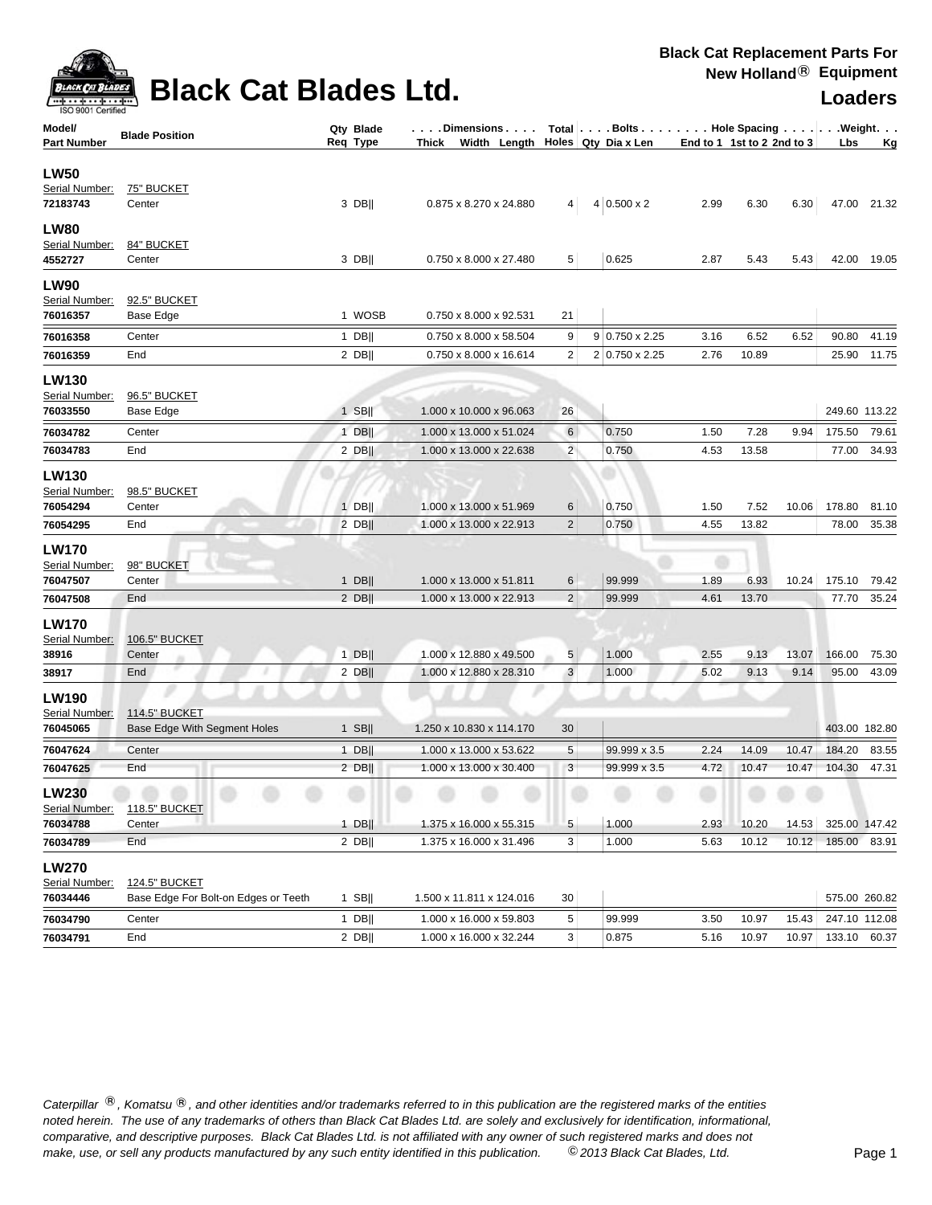# Black Cat Blades Ltd.

**Black Cat Replacement Parts For New Holland® Equipment**

**Loaders**

| Model/ Part Number | Blade Position | Qty Req | Blade Type | Dimensions Thick x Width x Length | Total Holes | Bolts Qty | Bolts Dia x Len | Hole Spacing End to 1 | Hole Spacing 1st to 2 | Hole Spacing 2nd to 3 | Weight Lbs | Weight Kg |
|---|---|---|---|---|---|---|---|---|---|---|---|---|
| **LW50** | | | | | | | | | | | | |
| Serial Number: | 75" BUCKET | | | | | | | | | | | |
| **72183743** | Center | 3 | DB\|\| | 0.875 x 8.270 x 24.880 | 4 | 4 | 0.500 x 2 | 2.99 | 6.30 | 6.30 | 47.00 | 21.32 |
| **LW80** | | | | | | | | | | | | |
| Serial Number: | 84" BUCKET | | | | | | | | | | | |
| **4552727** | Center | 3 | DB\|\| | 0.750 x 8.000 x 27.480 | 5 | | 0.625 | 2.87 | 5.43 | 5.43 | 42.00 | 19.05 |
| **LW90** | | | | | | | | | | | | |
| Serial Number: | 92.5" BUCKET | | | | | | | | | | | |
| **76016357** | Base Edge | 1 | WOSB | 0.750 x 8.000 x 92.531 | 21 | | | | | | | |
| **76016358** | Center | 1 | DB\|\| | 0.750 x 8.000 x 58.504 | 9 | 9 | 0.750 x 2.25 | 3.16 | 6.52 | 6.52 | 90.80 | 41.19 |
| **76016359** | End | 2 | DB\|\| | 0.750 x 8.000 x 16.614 | 2 | 2 | 0.750 x 2.25 | 2.76 | 10.89 | | 25.90 | 11.75 |
| **LW130** | | | | | | | | | | | | |
| Serial Number: | 96.5" BUCKET | | | | | | | | | | | |
| **76033550** | Base Edge | 1 | SB\|\| | 1.000 x 10.000 x 96.063 | 26 | | | | | | 249.60 | 113.22 |
| **76034782** | Center | 1 | DB\|\| | 1.000 x 13.000 x 51.024 | 6 | | 0.750 | 1.50 | 7.28 | 9.94 | 175.50 | 79.61 |
| **76034783** | End | 2 | DB\|\| | 1.000 x 13.000 x 22.638 | 2 | | 0.750 | 4.53 | 13.58 | | 77.00 | 34.93 |
| **LW130** | | | | | | | | | | | | |
| Serial Number: | 98.5" BUCKET | | | | | | | | | | | |
| **76054294** | Center | 1 | DB\|\| | 1.000 x 13.000 x 51.969 | 6 | | 0.750 | 1.50 | 7.52 | 10.06 | 178.80 | 81.10 |
| **76054295** | End | 2 | DB\|\| | 1.000 x 13.000 x 22.913 | 2 | | 0.750 | 4.55 | 13.82 | | 78.00 | 35.38 |
| **LW170** | | | | | | | | | | | | |
| Serial Number: | 98" BUCKET | | | | | | | | | | | |
| **76047507** | Center | 1 | DB\|\| | 1.000 x 13.000 x 51.811 | 6 | | 99.999 | 1.89 | 6.93 | 10.24 | 175.10 | 79.42 |
| **76047508** | End | 2 | DB\|\| | 1.000 x 13.000 x 22.913 | 2 | | 99.999 | 4.61 | 13.70 | | 77.70 | 35.24 |
| **LW170** | | | | | | | | | | | | |
| Serial Number: | 106.5" BUCKET | | | | | | | | | | | |
| **38916** | Center | 1 | DB\|\| | 1.000 x 12.880 x 49.500 | 5 | | 1.000 | 2.55 | 9.13 | 13.07 | 166.00 | 75.30 |
| **38917** | End | 2 | DB\|\| | 1.000 x 12.880 x 28.310 | 3 | | 1.000 | 5.02 | 9.13 | 9.14 | 95.00 | 43.09 |
| **LW190** | | | | | | | | | | | | |
| Serial Number: | 114.5" BUCKET | | | | | | | | | | | |
| **76045065** | Base Edge With Segment Holes | 1 | SB\|\| | 1.250 x 10.830 x 114.170 | 30 | | | | | | 403.00 | 182.80 |
| **76047624** | Center | 1 | DB\|\| | 1.000 x 13.000 x 53.622 | 5 | | 99.999 x 3.5 | 2.24 | 14.09 | 10.47 | 184.20 | 83.55 |
| **76047625** | End | 2 | DB\|\| | 1.000 x 13.000 x 30.400 | 3 | | 99.999 x 3.5 | 4.72 | 10.47 | 10.47 | 104.30 | 47.31 |
| **LW230** | | | | | | | | | | | | |
| Serial Number: | 118.5" BUCKET | | | | | | | | | | | |
| **76034788** | Center | 1 | DB\|\| | 1.375 x 16.000 x 55.315 | 5 | | 1.000 | 2.93 | 10.20 | 14.53 | 325.00 | 147.42 |
| **76034789** | End | 2 | DB\|\| | 1.375 x 16.000 x 31.496 | 3 | | 1.000 | 5.63 | 10.12 | 10.12 | 185.00 | 83.91 |
| **LW270** | | | | | | | | | | | | |
| Serial Number: | 124.5" BUCKET | | | | | | | | | | | |
| **76034446** | Base Edge For Bolt-on Edges or Teeth | 1 | SB\|\| | 1.500 x 11.811 x 124.016 | 30 | | | | | | 575.00 | 260.82 |
| **76034790** | Center | 1 | DB\|\| | 1.000 x 16.000 x 59.803 | 5 | | 99.999 | 3.50 | 10.97 | 15.43 | 247.10 | 112.08 |
| **76034791** | End | 2 | DB\|\| | 1.000 x 16.000 x 32.244 | 3 | | 0.875 | 5.16 | 10.97 | 10.97 | 133.10 | 60.37 |

*Caterpillar ®, Komatsu ®, and other identities and/or trademarks referred to in this publication are the registered marks of the entities noted herein. The use of any trademarks of others than Black Cat Blades Ltd. are solely and exclusively for identification, informational, comparative, and descriptive purposes. Black Cat Blades Ltd. is not affiliated with any owner of such registered marks and does not make, use, or sell any products manufactured by any such entity identified in this publication. © 2013 Black Cat Blades, Ltd.*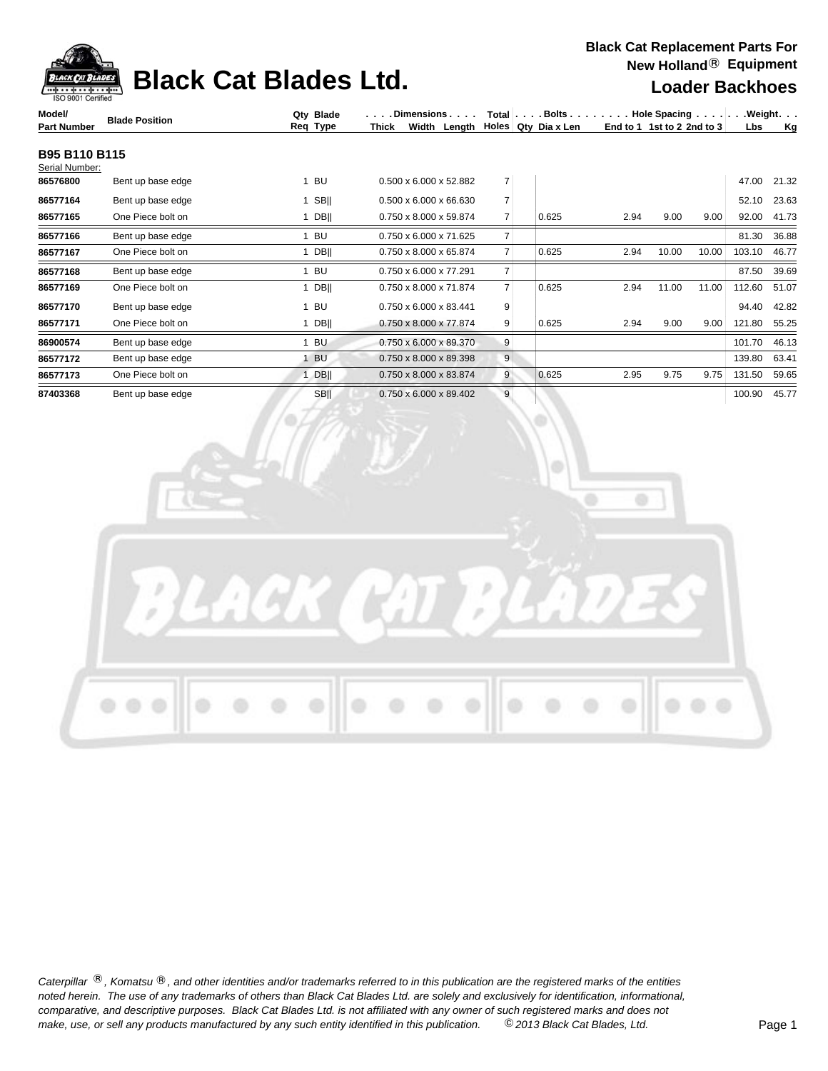# Black Cat Blades Ltd.

**Black Cat Replacement Parts For New Holland® Equipment**

**Loader Backhoes**

| Model/ Part Number | Blade Position | Qty Req | Blade Type | Dimensions Thick x Width x Length | Total Holes | Bolts Qty | Bolts Dia x Len | Hole Spacing End to 1 | Hole Spacing 1st to 2 | Hole Spacing 2nd to 3 | Weight Lbs | Weight Kg |
|---|---|---|---|---|---|---|---|---|---|---|---|---|
| **B95 B110 B115** | | | | | | | | | | | | |
| Serial Number: | | | | | | | | | | | | |
| **86576800** | Bent up base edge | 1 | BU | 0.500 x 6.000 x 52.882 | 7 | | | | | | 47.00 | 21.32 |
| **86577164** | Bent up base edge | 1 | SB‖ | 0.500 x 6.000 x 66.630 | 7 | | | | | | 52.10 | 23.63 |
| **86577165** | One Piece bolt on | 1 | DB‖ | 0.750 x 8.000 x 59.874 | 7 | | 0.625 | 2.94 | 9.00 | 9.00 | 92.00 | 41.73 |
| **86577166** | Bent up base edge | 1 | BU | 0.750 x 6.000 x 71.625 | 7 | | | | | | 81.30 | 36.88 |
| **86577167** | One Piece bolt on | 1 | DB‖ | 0.750 x 8.000 x 65.874 | 7 | | 0.625 | 2.94 | 10.00 | 10.00 | 103.10 | 46.77 |
| **86577168** | Bent up base edge | 1 | BU | 0.750 x 6.000 x 77.291 | 7 | | | | | | 87.50 | 39.69 |
| **86577169** | One Piece bolt on | 1 | DB‖ | 0.750 x 8.000 x 71.874 | 7 | | 0.625 | 2.94 | 11.00 | 11.00 | 112.60 | 51.07 |
| **86577170** | Bent up base edge | 1 | BU | 0.750 x 6.000 x 83.441 | 9 | | | | | | 94.40 | 42.82 |
| **86577171** | One Piece bolt on | 1 | DB‖ | 0.750 x 8.000 x 77.874 | 9 | | 0.625 | 2.94 | 9.00 | 9.00 | 121.80 | 55.25 |
| **86900574** | Bent up base edge | 1 | BU | 0.750 x 6.000 x 89.370 | 9 | | | | | | 101.70 | 46.13 |
| **86577172** | Bent up base edge | 1 | BU | 0.750 x 8.000 x 89.398 | 9 | | | | | | 139.80 | 63.41 |
| **86577173** | One Piece bolt on | 1 | DB‖ | 0.750 x 8.000 x 83.874 | 9 | | 0.625 | 2.95 | 9.75 | 9.75 | 131.50 | 59.65 |
| **87403368** | Bent up base edge | | SB‖ | 0.750 x 6.000 x 89.402 | 9 | | | | | | 100.90 | 45.77 |

*Caterpillar ®, Komatsu ®, and other identities and/or trademarks referred to in this publication are the registered marks of the entities noted herein. The use of any trademarks of others than Black Cat Blades Ltd. are solely and exclusively for identification, informational, comparative, and descriptive purposes. Black Cat Blades Ltd. is not affiliated with any owner of such registered marks and does not make, use, or sell any products manufactured by any such entity identified in this publication. © 2013 Black Cat Blades, Ltd.*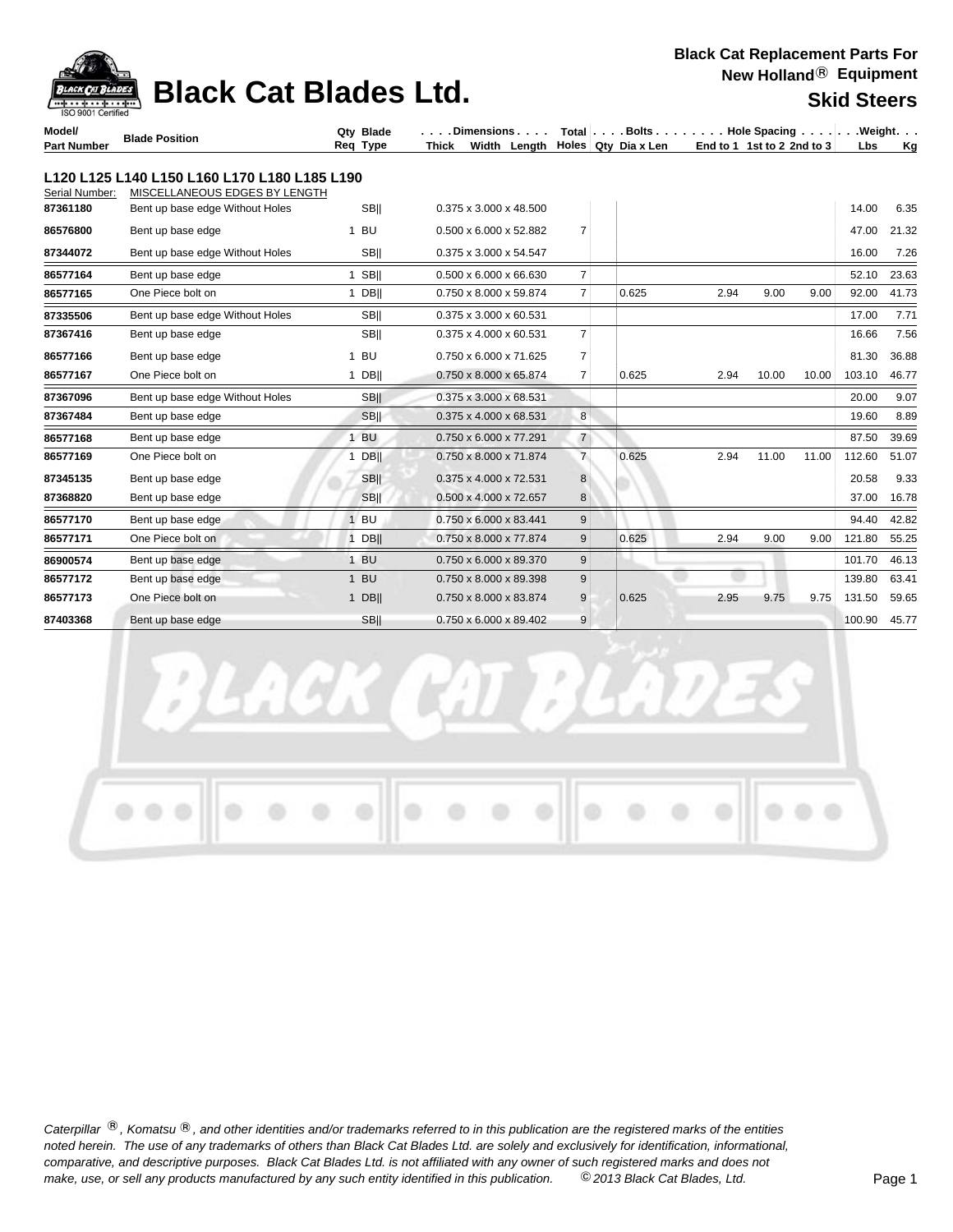# Black Cat Blades Ltd.

**Black Cat Replacement Parts For New Holland® Equipment**

**Skid Steers**

| Model/ Part Number | Blade Position | Qty Req | Blade Type | Dimensions Thick x Width x Length | Total Holes | Bolts Qty | Bolts Dia x Len | Hole Spacing End to 1 | Hole Spacing 1st to 2 | Hole Spacing 2nd to 3 | Weight Lbs | Weight Kg |
|---|---|---|---|---|---|---|---|---|---|---|---|---|
| **L120 L125 L140 L150 L160 L170 L180 L185 L190** | | | | | | | | | | | | |
| Serial Number: | MISCELLANEOUS EDGES BY LENGTH | | | | | | | | | | | |
| **87361180** | Bent up base edge Without Holes | | SB‖ | 0.375 x 3.000 x 48.500 | | | | | | | 14.00 | 6.35 |
| **86576800** | Bent up base edge | 1 | BU | 0.500 x 6.000 x 52.882 | 7 | | | | | | 47.00 | 21.32 |
| **87344072** | Bent up base edge Without Holes | | SB‖ | 0.375 x 3.000 x 54.547 | | | | | | | 16.00 | 7.26 |
| **86577164** | Bent up base edge | 1 | SB‖ | 0.500 x 6.000 x 66.630 | 7 | | | | | | 52.10 | 23.63 |
| **86577165** | One Piece bolt on | 1 | DB‖ | 0.750 x 8.000 x 59.874 | 7 | | 0.625 | 2.94 | 9.00 | 9.00 | 92.00 | 41.73 |
| **87335506** | Bent up base edge Without Holes | | SB‖ | 0.375 x 3.000 x 60.531 | | | | | | | 17.00 | 7.71 |
| **87367416** | Bent up base edge | | SB‖ | 0.375 x 4.000 x 60.531 | 7 | | | | | | 16.66 | 7.56 |
| **86577166** | Bent up base edge | 1 | BU | 0.750 x 6.000 x 71.625 | 7 | | | | | | 81.30 | 36.88 |
| **86577167** | One Piece bolt on | 1 | DB‖ | 0.750 x 8.000 x 65.874 | 7 | | 0.625 | 2.94 | 10.00 | 10.00 | 103.10 | 46.77 |
| **87367096** | Bent up base edge Without Holes | | SB‖ | 0.375 x 3.000 x 68.531 | | | | | | | 20.00 | 9.07 |
| **87367484** | Bent up base edge | | SB‖ | 0.375 x 4.000 x 68.531 | 8 | | | | | | 19.60 | 8.89 |
| **86577168** | Bent up base edge | 1 | BU | 0.750 x 6.000 x 77.291 | 7 | | | | | | 87.50 | 39.69 |
| **86577169** | One Piece bolt on | 1 | DB‖ | 0.750 x 8.000 x 71.874 | 7 | | 0.625 | 2.94 | 11.00 | 11.00 | 112.60 | 51.07 |
| **87345135** | Bent up base edge | | SB‖ | 0.375 x 4.000 x 72.531 | 8 | | | | | | 20.58 | 9.33 |
| **87368820** | Bent up base edge | | SB‖ | 0.500 x 4.000 x 72.657 | 8 | | | | | | 37.00 | 16.78 |
| **86577170** | Bent up base edge | 1 | BU | 0.750 x 6.000 x 83.441 | 9 | | | | | | 94.40 | 42.82 |
| **86577171** | One Piece bolt on | 1 | DB‖ | 0.750 x 8.000 x 77.874 | 9 | | 0.625 | 2.94 | 9.00 | 9.00 | 121.80 | 55.25 |
| **86900574** | Bent up base edge | 1 | BU | 0.750 x 6.000 x 89.370 | 9 | | | | | | 101.70 | 46.13 |
| **86577172** | Bent up base edge | 1 | BU | 0.750 x 8.000 x 89.398 | 9 | | | | | | 139.80 | 63.41 |
| **86577173** | One Piece bolt on | 1 | DB‖ | 0.750 x 8.000 x 83.874 | 9 | | 0.625 | 2.95 | 9.75 | 9.75 | 131.50 | 59.65 |
| **87403368** | Bent up base edge | | SB‖ | 0.750 x 6.000 x 89.402 | 9 | | | | | | 100.90 | 45.77 |

*Caterpillar ®, Komatsu ®, and other identities and/or trademarks referred to in this publication are the registered marks of the entities noted herein. The use of any trademarks of others than Black Cat Blades Ltd. are solely and exclusively for identification, informational, comparative, and descriptive purposes. Black Cat Blades Ltd. is not affiliated with any owner of such registered marks and does not make, use, or sell any products manufactured by any such entity identified in this publication. © 2013 Black Cat Blades, Ltd.*